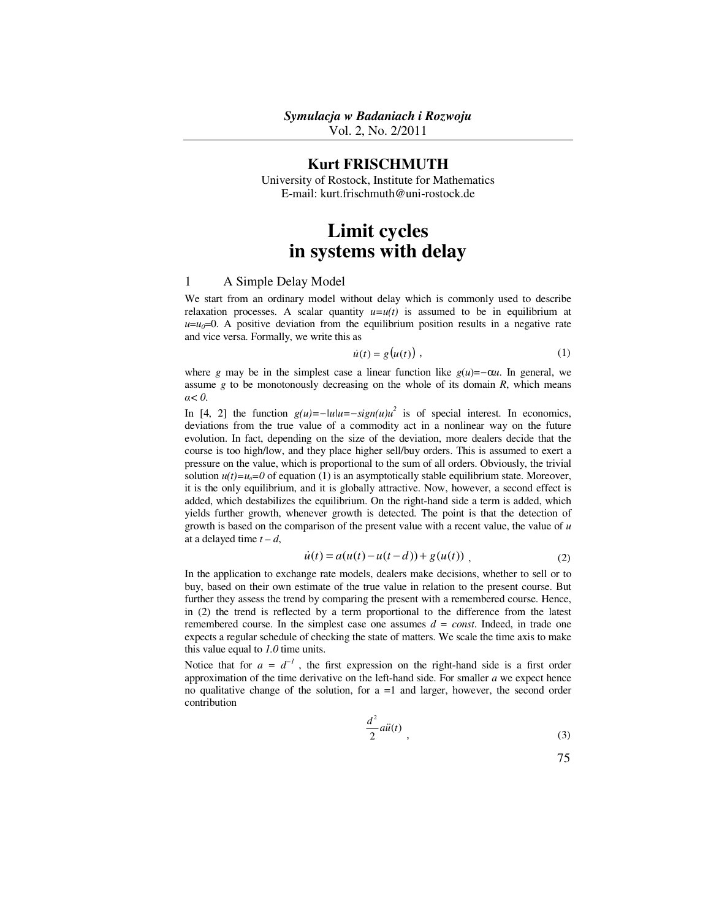*Symulacja w Badaniach i Rozwoju*
Vol. 2, No. 2/2011

**Kurt FRISCHMUTH**

University of Rostock, Institute for Mathematics
E-mail: kurt.frischmuth@uni-rostock.de

# Limit cycles in systems with delay

## 1 A Simple Delay Model

We start from an ordinary model without delay which is commonly used to describe relaxation processes. A scalar quantity $u=u(t)$ is assumed to be in equilibrium at $u=u_0=0$. A positive deviation from the equilibrium position results in a negative rate and vice versa. Formally, we write this as

$$\dot{u}(t) = g\big(u(t)\big) \ , \tag{1}$$

where $g$ may be in the simplest case a linear function like $g(u)=-\alpha u$. In general, we assume $g$ to be monotonously decreasing on the whole of its domain $R$, which means $\alpha< 0$.

In [4, 2] the function $g(u)=-|u|u=-sign(u)u^2$ is of special interest. In economics, deviations from the true value of a commodity act in a nonlinear way on the future evolution. In fact, depending on the size of the deviation, more dealers decide that the course is too high/low, and they place higher sell/buy orders. This is assumed to exert a pressure on the value, which is proportional to the sum of all orders. Obviously, the trivial solution $u(t)=u_0=0$ of equation (1) is an asymptotically stable equilibrium state. Moreover, it is the only equilibrium, and it is globally attractive. Now, however, a second effect is added, which destabilizes the equilibrium. On the right-hand side a term is added, which yields further growth, whenever growth is detected. The point is that the detection of growth is based on the comparison of the present value with a recent value, the value of $u$ at a delayed time $t – d$,

$$\dot{u}(t) = a(u(t) - u(t-d)) + g(u(t)) \ , \tag{2}$$

In the application to exchange rate models, dealers make decisions, whether to sell or to buy, based on their own estimate of the true value in relation to the present course. But further they assess the trend by comparing the present with a remembered course. Hence, in (2) the trend is reflected by a term proportional to the difference from the latest remembered course. In the simplest case one assumes $d = const$. Indeed, in trade one expects a regular schedule of checking the state of matters. We scale the time axis to make this value equal to $1.0$ time units.

Notice that for $a = d^{-1}$ , the first expression on the right-hand side is a first order approximation of the time derivative on the left-hand side. For smaller $a$ we expect hence no qualitative change of the solution, for a =1 and larger, however, the second order contribution

$$\frac{d^2}{2} a\ddot{u}(t) \ , \tag{3}$$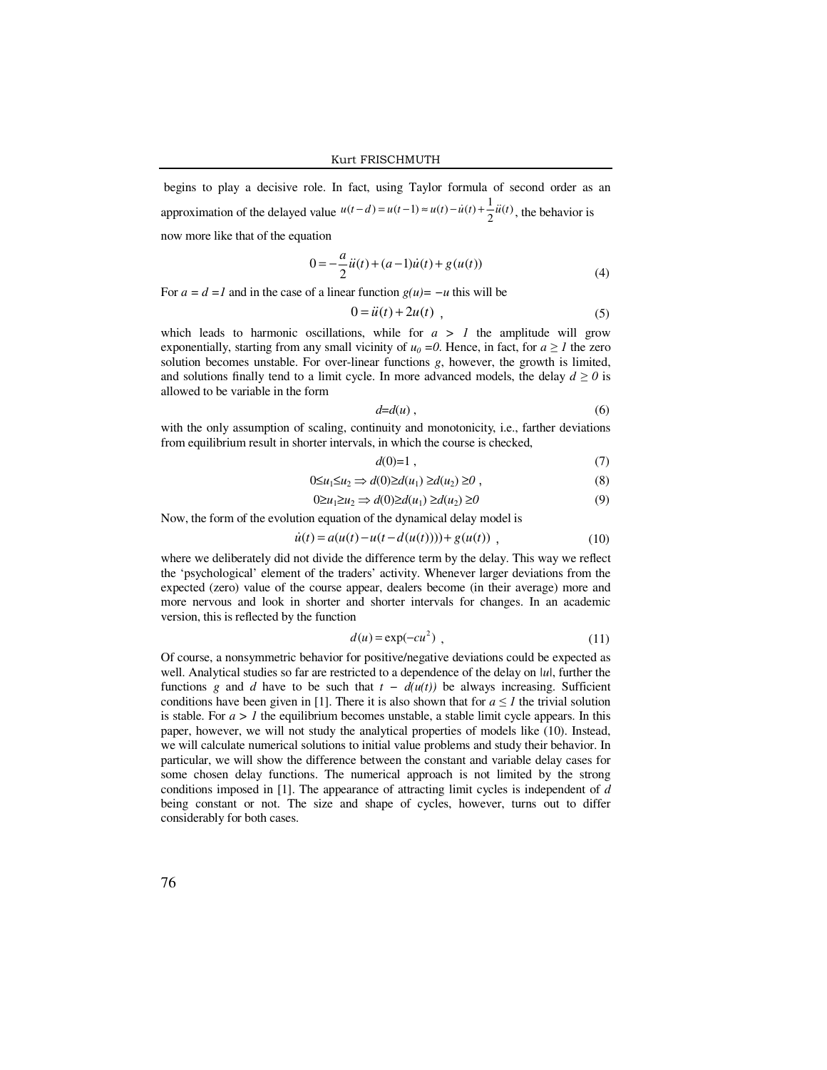begins to play a decisive role. In fact, using Taylor formula of second order as an approximation of the delayed value $u(t-d)=u(t-1)\approx u(t)-\dot{u}(t)+\frac{1}{2}\ddot{u}(t)$, the behavior is now more like that of the equation

$$0=-\frac{a}{2}\ddot{u}(t)+(a-1)\dot{u}(t)+g(u(t)) \tag{4}$$

For $a = d = 1$ and in the case of a linear function $g(u)= -u$ this will be

$$0=\ddot{u}(t)+2u(t) \ , \tag{5}$$

which leads to harmonic oscillations, while for $a > 1$ the amplitude will grow exponentially, starting from any small vicinity of $u_0 = 0$. Hence, in fact, for $a \geq 1$ the zero solution becomes unstable. For over-linear functions $g$, however, the growth is limited, and solutions finally tend to a limit cycle. In more advanced models, the delay $d \geq 0$ is allowed to be variable in the form

$$d=d(u) \ , \tag{6}$$

with the only assumption of scaling, continuity and monotonicity, i.e., farther deviations from equilibrium result in shorter intervals, in which the course is checked,

$$d(0)=1 \ , \tag{7}$$

$$0\leq u_1 \leq u_2 \Rightarrow d(0)\geq d(u_1) \geq d(u_2) \geq 0 \ , \tag{8}$$

$$0\geq u_1 \geq u_2 \Rightarrow d(0)\geq d(u_1) \geq d(u_2) \geq 0 \tag{9}$$

Now, the form of the evolution equation of the dynamical delay model is

$$\dot{u}(t)=a(u(t)-u(t-d(u(t))))+g(u(t)) \ , \tag{10}$$

where we deliberately did not divide the difference term by the delay. This way we reflect the 'psychological' element of the traders' activity. Whenever larger deviations from the expected (zero) value of the course appear, dealers become (in their average) more and more nervous and look in shorter and shorter intervals for changes. In an academic version, this is reflected by the function

$$d(u)=\exp(-cu^2) \ , \tag{11}$$

Of course, a nonsymmetric behavior for positive/negative deviations could be expected as well. Analytical studies so far are restricted to a dependence of the delay on $|u|$, further the functions $g$ and $d$ have to be such that $t - d(u(t))$ be always increasing. Sufficient conditions have been given in [1]. There it is also shown that for $a \leq 1$ the trivial solution is stable. For $a > 1$ the equilibrium becomes unstable, a stable limit cycle appears. In this paper, however, we will not study the analytical properties of models like (10). Instead, we will calculate numerical solutions to initial value problems and study their behavior. In particular, we will show the difference between the constant and variable delay cases for some chosen delay functions. The numerical approach is not limited by the strong conditions imposed in [1]. The appearance of attracting limit cycles is independent of $d$ being constant or not. The size and shape of cycles, however, turns out to differ considerably for both cases.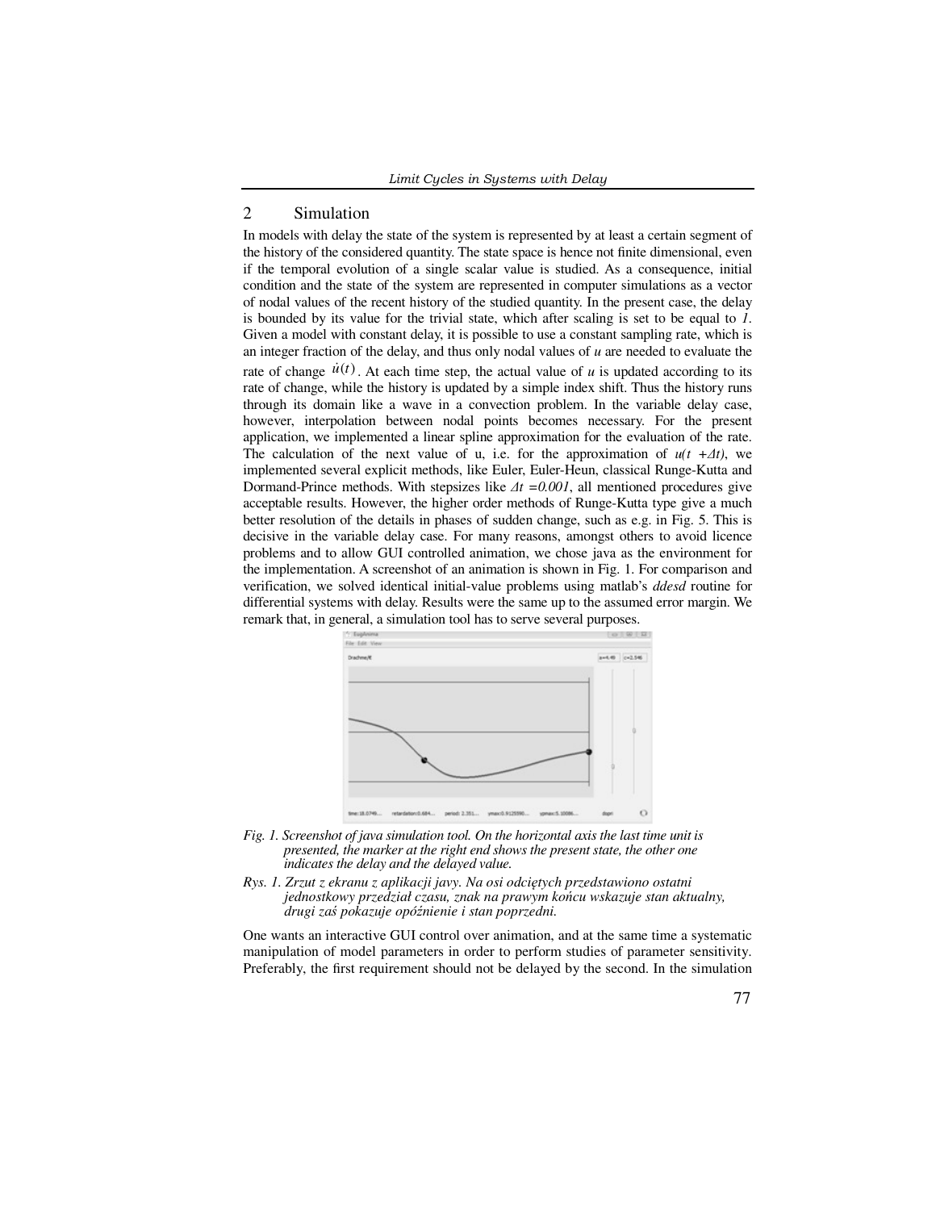## 2 Simulation

In models with delay the state of the system is represented by at least a certain segment of the history of the considered quantity. The state space is hence not finite dimensional, even if the temporal evolution of a single scalar value is studied. As a consequence, initial condition and the state of the system are represented in computer simulations as a vector of nodal values of the recent history of the studied quantity. In the present case, the delay is bounded by its value for the trivial state, which after scaling is set to be equal to *1*. Given a model with constant delay, it is possible to use a constant sampling rate, which is an integer fraction of the delay, and thus only nodal values of *u* are needed to evaluate the rate of change $\dot{u}(t)$. At each time step, the actual value of *u* is updated according to its rate of change, while the history is updated by a simple index shift. Thus the history runs through its domain like a wave in a convection problem. In the variable delay case, however, interpolation between nodal points becomes necessary. For the present application, we implemented a linear spline approximation for the evaluation of the rate. The calculation of the next value of u, i.e. for the approximation of $u(t+\Delta t)$, we implemented several explicit methods, like Euler, Euler-Heun, classical Runge-Kutta and Dormand-Prince methods. With stepsizes like $\Delta t = 0.001$, all mentioned procedures give acceptable results. However, the higher order methods of Runge-Kutta type give a much better resolution of the details in phases of sudden change, such as e.g. in Fig. 5. This is decisive in the variable delay case. For many reasons, amongst others to avoid licence problems and to allow GUI controlled animation, we chose java as the environment for the implementation. A screenshot of an animation is shown in Fig. 1. For comparison and verification, we solved identical initial-value problems using matlab's *ddesd* routine for differential systems with delay. Results were the same up to the assumed error margin. We remark that, in general, a simulation tool has to serve several purposes.

*Fig. 1. Screenshot of java simulation tool. On the horizontal axis the last time unit is presented, the marker at the right end shows the present state, the other one indicates the delay and the delayed value.*

*Rys. 1. Zrzut z ekranu z aplikacji javy. Na osi odciętych przedstawiono ostatni jednostkowy przedział czasu, znak na prawym końcu wskazuje stan aktualny, drugi zaś pokazuje opóźnienie i stan poprzedni.*

One wants an interactive GUI control over animation, and at the same time a systematic manipulation of model parameters in order to perform studies of parameter sensitivity. Preferably, the first requirement should not be delayed by the second. In the simulation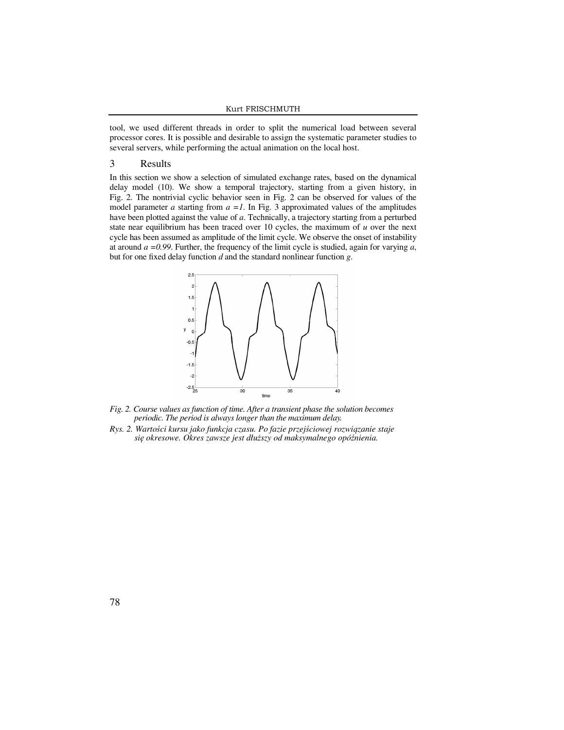tool, we used different threads in order to split the numerical load between several processor cores. It is possible and desirable to assign the systematic parameter studies to several servers, while performing the actual animation on the local host.

## 3 Results

In this section we show a selection of simulated exchange rates, based on the dynamical delay model (10). We show a temporal trajectory, starting from a given history, in Fig. 2. The nontrivial cyclic behavior seen in Fig. 2 can be observed for values of the model parameter $a$ starting from $a = 1$. In Fig. 3 approximated values of the amplitudes have been plotted against the value of $a$. Technically, a trajectory starting from a perturbed state near equilibrium has been traced over 10 cycles, the maximum of $u$ over the next cycle has been assumed as amplitude of the limit cycle. We observe the onset of instability at around $a = 0.99$. Further, the frequency of the limit cycle is studied, again for varying $a$, but for one fixed delay function $d$ and the standard nonlinear function $g$.

*Fig. 2. Course values as function of time. After a transient phase the solution becomes periodic. The period is always longer than the maximum delay.*

*Rys. 2. Wartości kursu jako funkcja czasu. Po fazie przejściowej rozwiązanie staje się okresowe. Okres zawsze jest dłuższy od maksymalnego opóźnienia.*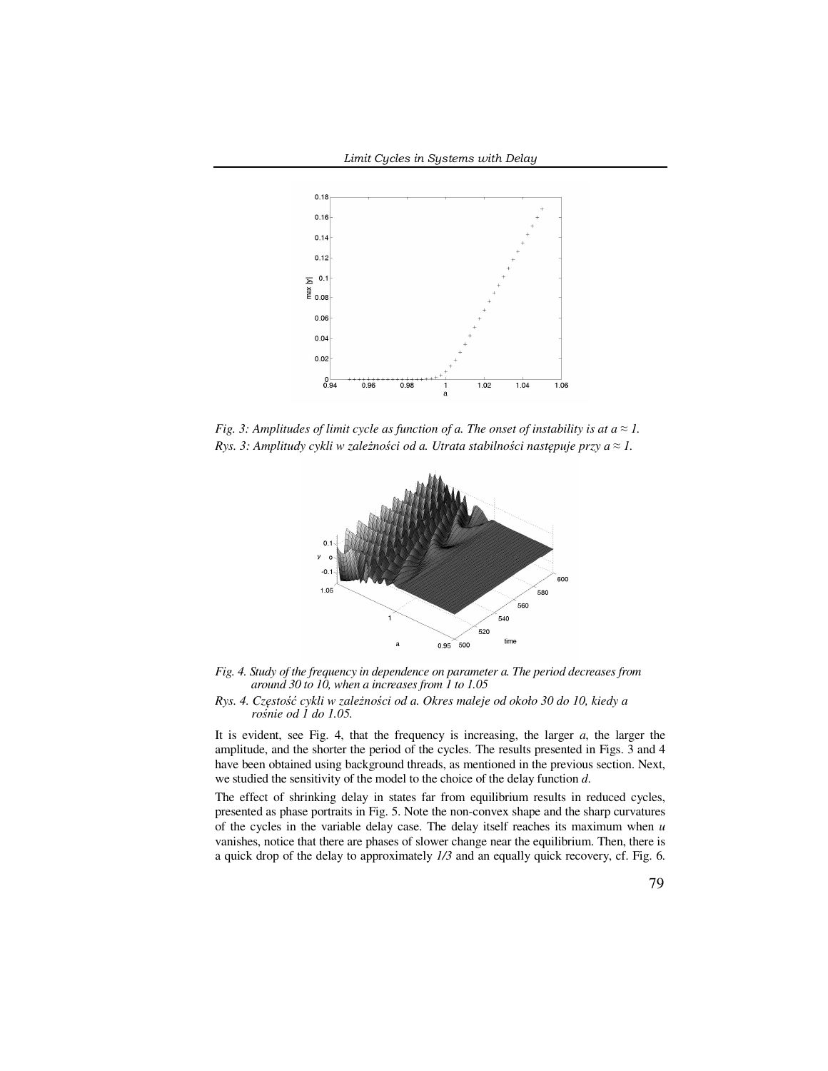*Fig. 3: Amplitudes of limit cycle as function of a. The onset of instability is at a ≈ 1.*

*Rys. 3: Amplitudy cykli w zależności od a. Utrata stabilności następuje przy a ≈ 1.*

*Fig. 4. Study of the frequency in dependence on parameter a. The period decreases from around 30 to 10, when a increases from 1 to 1.05*

*Rys. 4. Częstość cykli w zależności od a. Okres maleje od około 30 do 10, kiedy a rośnie od 1 do 1.05.*

It is evident, see Fig. 4, that the frequency is increasing, the larger $a$, the larger the amplitude, and the shorter the period of the cycles. The results presented in Figs. 3 and 4 have been obtained using background threads, as mentioned in the previous section. Next, we studied the sensitivity of the model to the choice of the delay function $d$.

The effect of shrinking delay in states far from equilibrium results in reduced cycles, presented as phase portraits in Fig. 5. Note the non-convex shape and the sharp curvatures of the cycles in the variable delay case. The delay itself reaches its maximum when $u$ vanishes, notice that there are phases of slower change near the equilibrium. Then, there is a quick drop of the delay to approximately *1/3* and an equally quick recovery, cf. Fig. 6.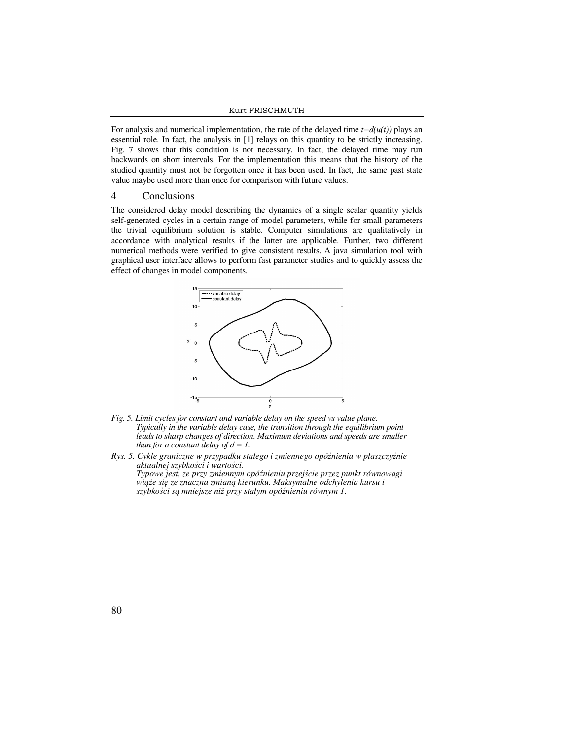For analysis and numerical implementation, the rate of the delayed time $t-d(u(t))$ plays an essential role. In fact, the analysis in [1] relays on this quantity to be strictly increasing. Fig. 7 shows that this condition is not necessary. In fact, the delayed time may run backwards on short intervals. For the implementation this means that the history of the studied quantity must not be forgotten once it has been used. In fact, the same past state value maybe used more than once for comparison with future values.

## 4 Conclusions

The considered delay model describing the dynamics of a single scalar quantity yields self-generated cycles in a certain range of model parameters, while for small parameters the trivial equilibrium solution is stable. Computer simulations are qualitatively in accordance with analytical results if the latter are applicable. Further, two different numerical methods were verified to give consistent results. A java simulation tool with graphical user interface allows to perform fast parameter studies and to quickly assess the effect of changes in model components.

*Fig. 5. Limit cycles for constant and variable delay on the speed vs value plane. Typically in the variable delay case, the transition through the equilibrium point leads to sharp changes of direction. Maximum deviations and speeds are smaller than for a constant delay of $d = 1$.*

*Rys. 5. Cykle graniczne w przypadku stałego i zmiennego opóźnienia w płaszczyźnie aktualnej szybkości i wartości. Typowe jest, ze przy zmiennym opóźnieniu przejście przez punkt równowagi wiąże się ze znaczna zmianą kierunku. Maksymalne odchylenia kursu i szybkości są mniejsze niż przy stałym opóźnieniu równym 1.*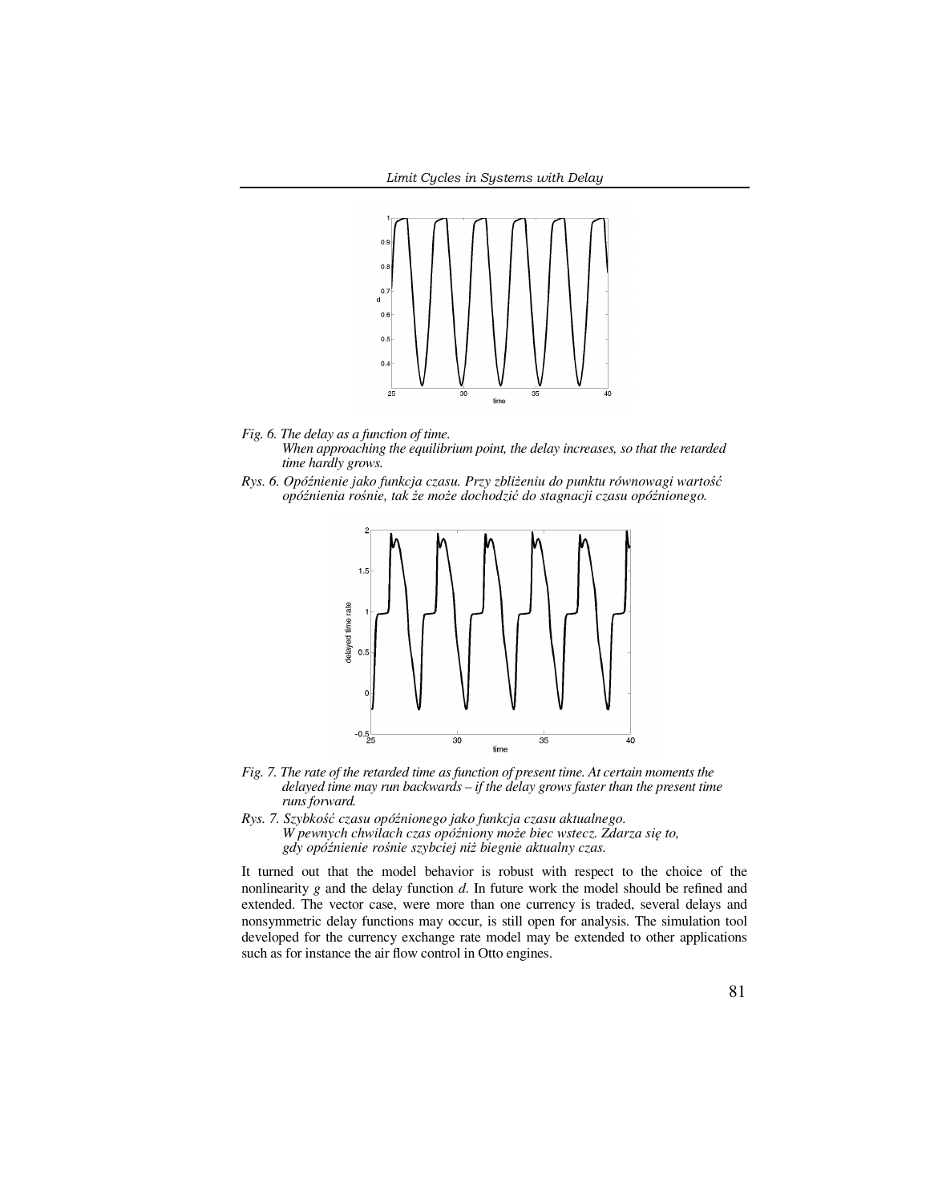*Fig. 6. The delay as a function of time.*
*When approaching the equilibrium point, the delay increases, so that the retarded time hardly grows.*

*Rys. 6. Opóźnienie jako funkcja czasu. Przy zbliżeniu do punktu równowagi wartość opóźnienia rośnie, tak że może dochodzić do stagnacji czasu opóźnionego.*

*Fig. 7. The rate of the retarded time as function of present time. At certain moments the delayed time may run backwards – if the delay grows faster than the present time runs forward.*

*Rys. 7. Szybkość czasu opóźnionego jako funkcja czasu aktualnego.*
*W pewnych chwilach czas opóźniony może biec wstecz. Zdarza się to, gdy opóźnienie rośnie szybciej niż biegnie aktualny czas.*

It turned out that the model behavior is robust with respect to the choice of the nonlinearity $g$ and the delay function $d$. In future work the model should be refined and extended. The vector case, were more than one currency is traded, several delays and nonsymmetric delay functions may occur, is still open for analysis. The simulation tool developed for the currency exchange rate model may be extended to other applications such as for instance the air flow control in Otto engines.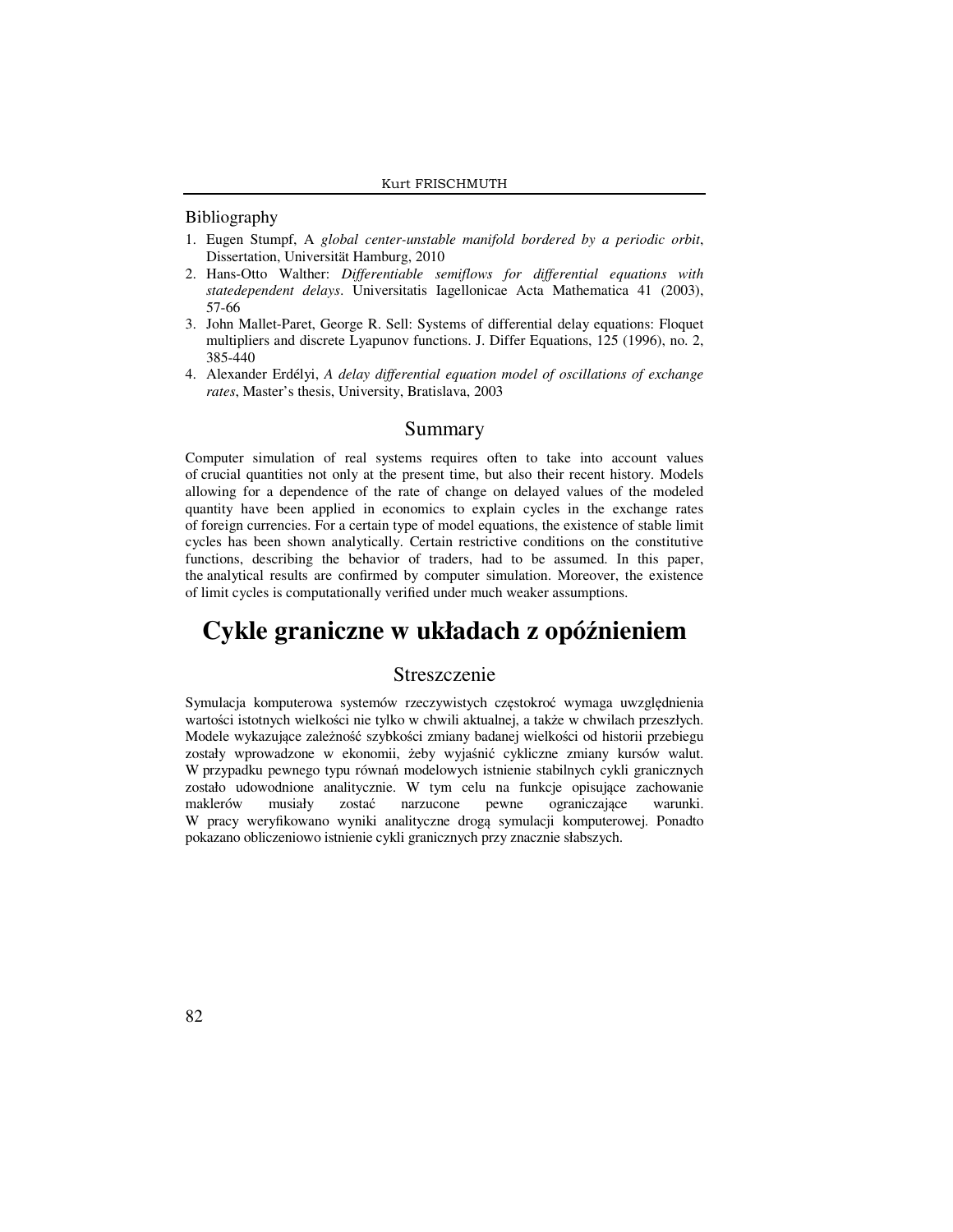## Bibliography

1. Eugen Stumpf, A *global center-unstable manifold bordered by a periodic orbit*, Dissertation, Universität Hamburg, 2010
2. Hans-Otto Walther: *Differentiable semiflows for differential equations with statedependent delays*. Universitatis Iagellonicae Acta Mathematica 41 (2003), 57-66
3. John Mallet-Paret, George R. Sell: Systems of differential delay equations: Floquet multipliers and discrete Lyapunov functions. J. Differ Equations, 125 (1996), no. 2, 385-440
4. Alexander Erdélyi, *A delay differential equation model of oscillations of exchange rates*, Master's thesis, University, Bratislava, 2003

## Summary

Computer simulation of real systems requires often to take into account values of crucial quantities not only at the present time, but also their recent history. Models allowing for a dependence of the rate of change on delayed values of the modeled quantity have been applied in economics to explain cycles in the exchange rates of foreign currencies. For a certain type of model equations, the existence of stable limit cycles has been shown analytically. Certain restrictive conditions on the constitutive functions, describing the behavior of traders, had to be assumed. In this paper, the analytical results are confirmed by computer simulation. Moreover, the existence of limit cycles is computationally verified under much weaker assumptions.

# Cykle graniczne w układach z opóźnieniem

## Streszczenie

Symulacja komputerowa systemów rzeczywistych częstokroć wymaga uwzględnienia wartości istotnych wielkości nie tylko w chwili aktualnej, a także w chwilach przeszłych. Modele wykazujące zależność szybkości zmiany badanej wielkości od historii przebiegu zostały wprowadzone w ekonomii, żeby wyjaśnić cykliczne zmiany kursów walut. W przypadku pewnego typu równań modelowych istnienie stabilnych cykli granicznych zostało udowodnione analitycznie. W tym celu na funkcje opisujące zachowanie maklerów musiały zostać narzucone pewne ograniczające warunki. W pracy weryfikowano wyniki analityczne drogą symulacji komputerowej. Ponadto pokazano obliczeniowo istnienie cykli granicznych przy znacznie słabszych.